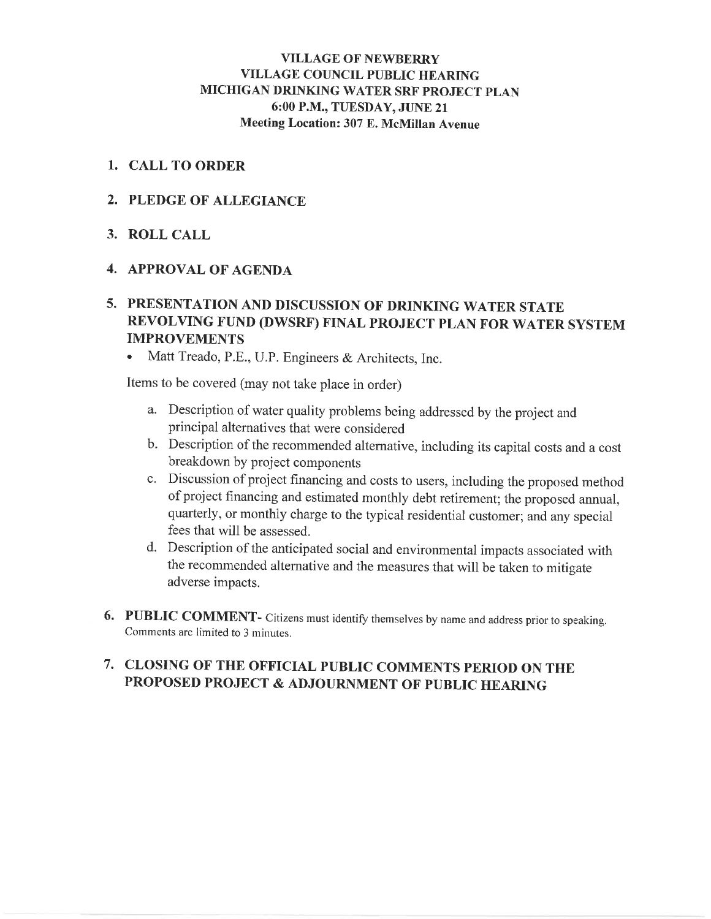**VILLAGE OF NEWBERRY**
**VILLAGE COUNCIL PUBLIC HEARING**
**MICHIGAN DRINKING WATER SRF PROJECT PLAN**
**6:00 P.M., TUESDAY, JUNE 21**
**Meeting Location: 307 E. McMillan Avenue**

1. **CALL TO ORDER**
2. **PLEDGE OF ALLEGIANCE**
3. **ROLL CALL**
4. **APPROVAL OF AGENDA**
5. **PRESENTATION AND DISCUSSION OF DRINKING WATER STATE REVOLVING FUND (DWSRF) FINAL PROJECT PLAN FOR WATER SYSTEM IMPROVEMENTS**
   - Matt Treado, P.E., U.P. Engineers & Architects, Inc.

   Items to be covered (may not take place in order)

   a. Description of water quality problems being addressed by the project and principal alternatives that were considered
   b. Description of the recommended alternative, including its capital costs and a cost breakdown by project components
   c. Discussion of project financing and costs to users, including the proposed method of project financing and estimated monthly debt retirement; the proposed annual, quarterly, or monthly charge to the typical residential customer; and any special fees that will be assessed.
   d. Description of the anticipated social and environmental impacts associated with the recommended alternative and the measures that will be taken to mitigate adverse impacts.

6. **PUBLIC COMMENT**- Citizens must identify themselves by name and address prior to speaking. Comments are limited to 3 minutes.
7. **CLOSING OF THE OFFICIAL PUBLIC COMMENTS PERIOD ON THE PROPOSED PROJECT & ADJOURNMENT OF PUBLIC HEARING**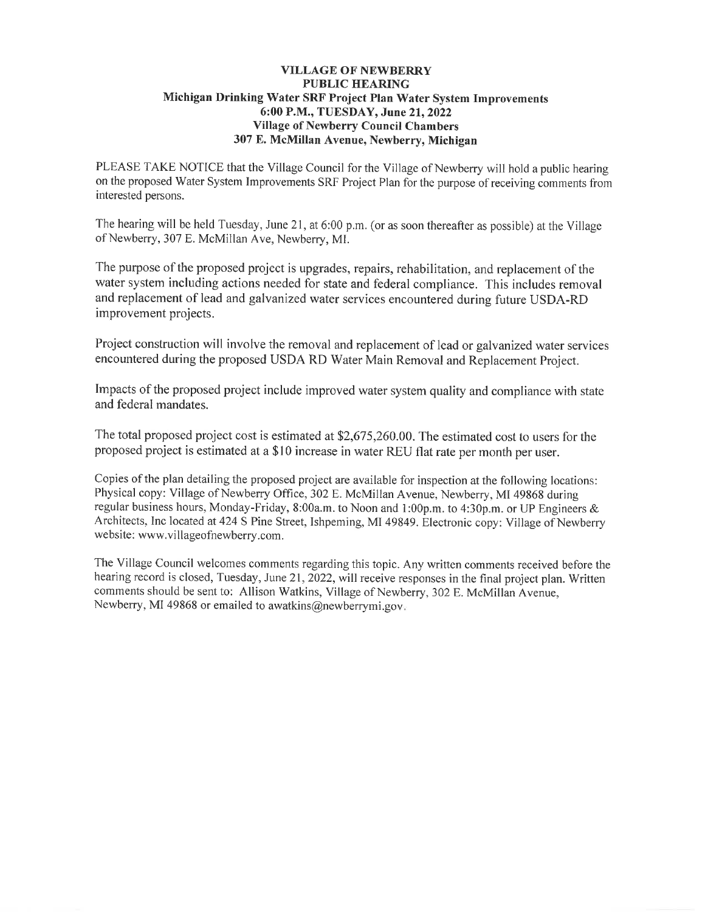# VILLAGE OF NEWBERRY
## PUBLIC HEARING
### Michigan Drinking Water SRF Project Plan Water System Improvements
### 6:00 P.M., TUESDAY, June 21, 2022
### Village of Newberry Council Chambers
### 307 E. McMillan Avenue, Newberry, Michigan

PLEASE TAKE NOTICE that the Village Council for the Village of Newberry will hold a public hearing on the proposed Water System Improvements SRF Project Plan for the purpose of receiving comments from interested persons.

The hearing will be held Tuesday, June 21, at 6:00 p.m. (or as soon thereafter as possible) at the Village of Newberry, 307 E. McMillan Ave, Newberry, MI.

The purpose of the proposed project is upgrades, repairs, rehabilitation, and replacement of the water system including actions needed for state and federal compliance. This includes removal and replacement of lead and galvanized water services encountered during future USDA-RD improvement projects.

Project construction will involve the removal and replacement of lead or galvanized water services encountered during the proposed USDA RD Water Main Removal and Replacement Project.

Impacts of the proposed project include improved water system quality and compliance with state and federal mandates.

The total proposed project cost is estimated at $2,675,260.00. The estimated cost to users for the proposed project is estimated at a $10 increase in water REU flat rate per month per user.

Copies of the plan detailing the proposed project are available for inspection at the following locations: Physical copy: Village of Newberry Office, 302 E. McMillan Avenue, Newberry, MI 49868 during regular business hours, Monday-Friday, 8:00a.m. to Noon and 1:00p.m. to 4:30p.m. or UP Engineers & Architects, Inc located at 424 S Pine Street, Ishpeming, MI 49849. Electronic copy: Village of Newberry website: www.villageofnewberry.com.

The Village Council welcomes comments regarding this topic. Any written comments received before the hearing record is closed, Tuesday, June 21, 2022, will receive responses in the final project plan. Written comments should be sent to: Allison Watkins, Village of Newberry, 302 E. McMillan Avenue, Newberry, MI 49868 or emailed to awatkins@newberrymi.gov.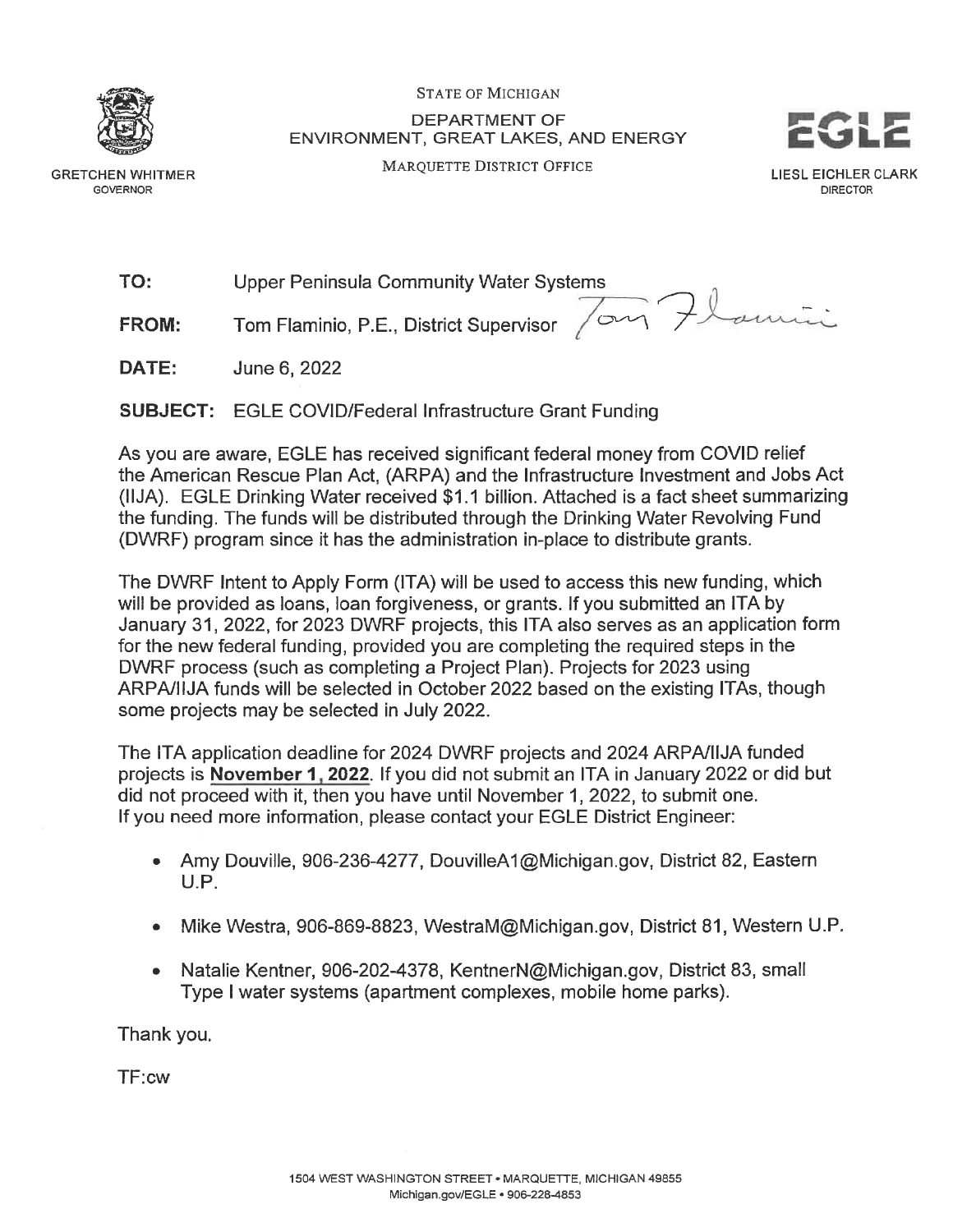STATE OF MICHIGAN

DEPARTMENT OF
ENVIRONMENT, GREAT LAKES, AND ENERGY

MARQUETTE DISTRICT OFFICE

GRETCHEN WHITMER
GOVERNOR

EGLE

LIESL EICHLER CLARK
DIRECTOR

**TO:** Upper Peninsula Community Water Systems

**FROM:** Tom Flaminio, P.E., District Supervisor

**DATE:** June 6, 2022

**SUBJECT:** EGLE COVID/Federal Infrastructure Grant Funding

As you are aware, EGLE has received significant federal money from COVID relief the American Rescue Plan Act, (ARPA) and the Infrastructure Investment and Jobs Act (IIJA). EGLE Drinking Water received $1.1 billion. Attached is a fact sheet summarizing the funding. The funds will be distributed through the Drinking Water Revolving Fund (DWRF) program since it has the administration in-place to distribute grants.

The DWRF Intent to Apply Form (ITA) will be used to access this new funding, which will be provided as loans, loan forgiveness, or grants. If you submitted an ITA by January 31, 2022, for 2023 DWRF projects, this ITA also serves as an application form for the new federal funding, provided you are completing the required steps in the DWRF process (such as completing a Project Plan). Projects for 2023 using ARPA/IIJA funds will be selected in October 2022 based on the existing ITAs, though some projects may be selected in July 2022.

The ITA application deadline for 2024 DWRF projects and 2024 ARPA/IIJA funded projects is **November 1, 2022**. If you did not submit an ITA in January 2022 or did but did not proceed with it, then you have until November 1, 2022, to submit one. If you need more information, please contact your EGLE District Engineer:

- Amy Douville, 906-236-4277, DouvilleA1@Michigan.gov, District 82, Eastern U.P.
- Mike Westra, 906-869-8823, WestraM@Michigan.gov, District 81, Western U.P.
- Natalie Kentner, 906-202-4378, KentnerN@Michigan.gov, District 83, small Type I water systems (apartment complexes, mobile home parks).

Thank you.

TF:cw

1504 WEST WASHINGTON STREET • MARQUETTE, MICHIGAN 49855
Michigan.gov/EGLE • 906-228-4853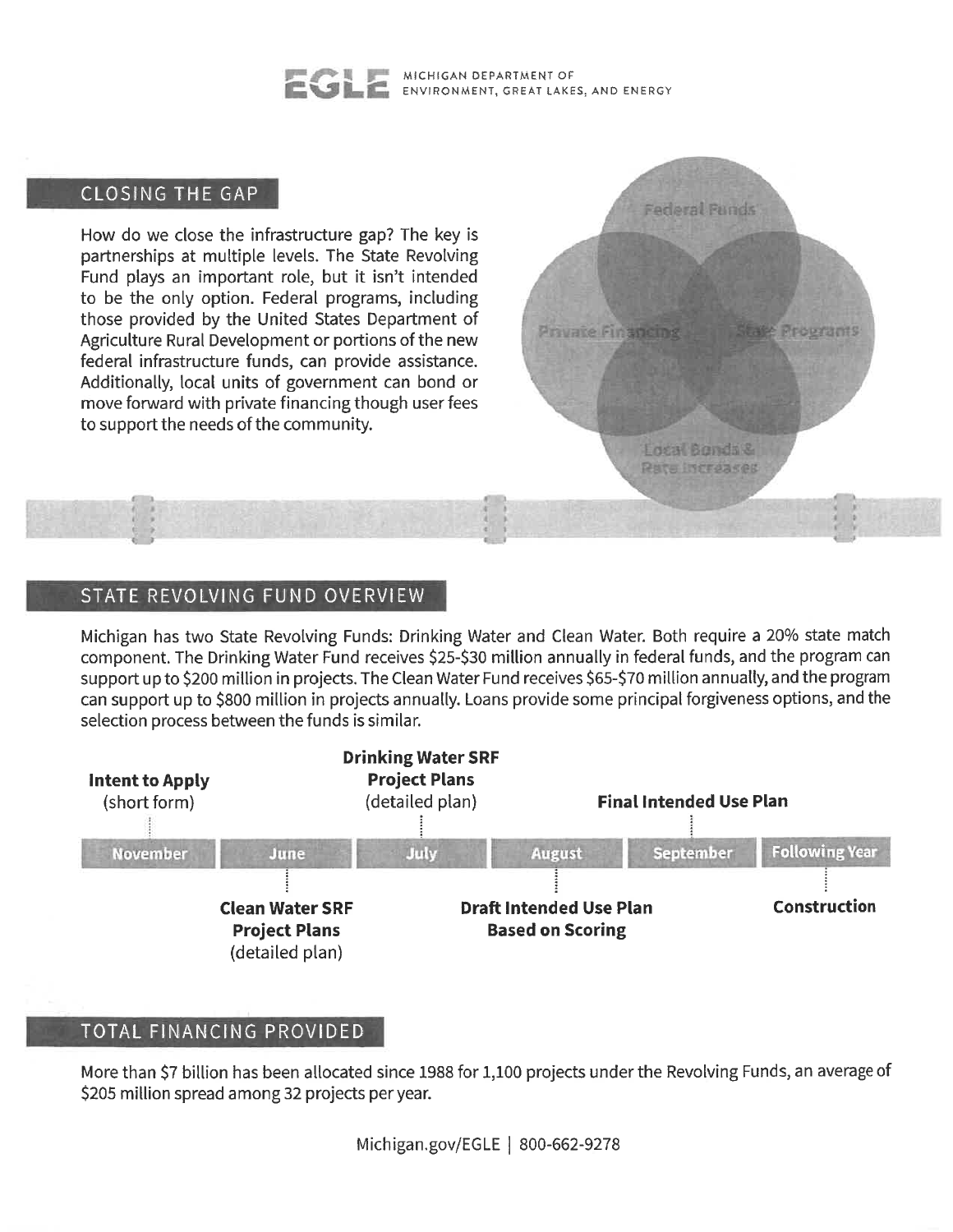MICHIGAN DEPARTMENT OF ENVIRONMENT, GREAT LAKES, AND ENERGY

## CLOSING THE GAP

How do we close the infrastructure gap? The key is partnerships at multiple levels. The State Revolving Fund plays an important role, but it isn't intended to be the only option. Federal programs, including those provided by the United States Department of Agriculture Rural Development or portions of the new federal infrastructure funds, can provide assistance. Additionally, local units of government can bond or move forward with private financing though user fees to support the needs of the community.

Federal Funds

Private Financing

State Programs

Local Bonds & Rate Increases

## STATE REVOLVING FUND OVERVIEW

Michigan has two State Revolving Funds: Drinking Water and Clean Water. Both require a 20% state match component. The Drinking Water Fund receives $25-$30 million annually in federal funds, and the program can support up to $200 million in projects. The Clean Water Fund receives $65-$70 million annually, and the program can support up to $800 million in projects annually. Loans provide some principal forgiveness options, and the selection process between the funds is similar.

| November | June | July | August | September | Following Year |
|---|---|---|---|---|---|
| **Intent to Apply** (short form) | **Clean Water SRF Project Plans** (detailed plan) | **Drinking Water SRF Project Plans** (detailed plan) | **Draft Intended Use Plan Based on Scoring** | **Final Intended Use Plan** | **Construction** |

## TOTAL FINANCING PROVIDED

More than $7 billion has been allocated since 1988 for 1,100 projects under the Revolving Funds, an average of $205 million spread among 32 projects per year.

Michigan.gov/EGLE | 800-662-9278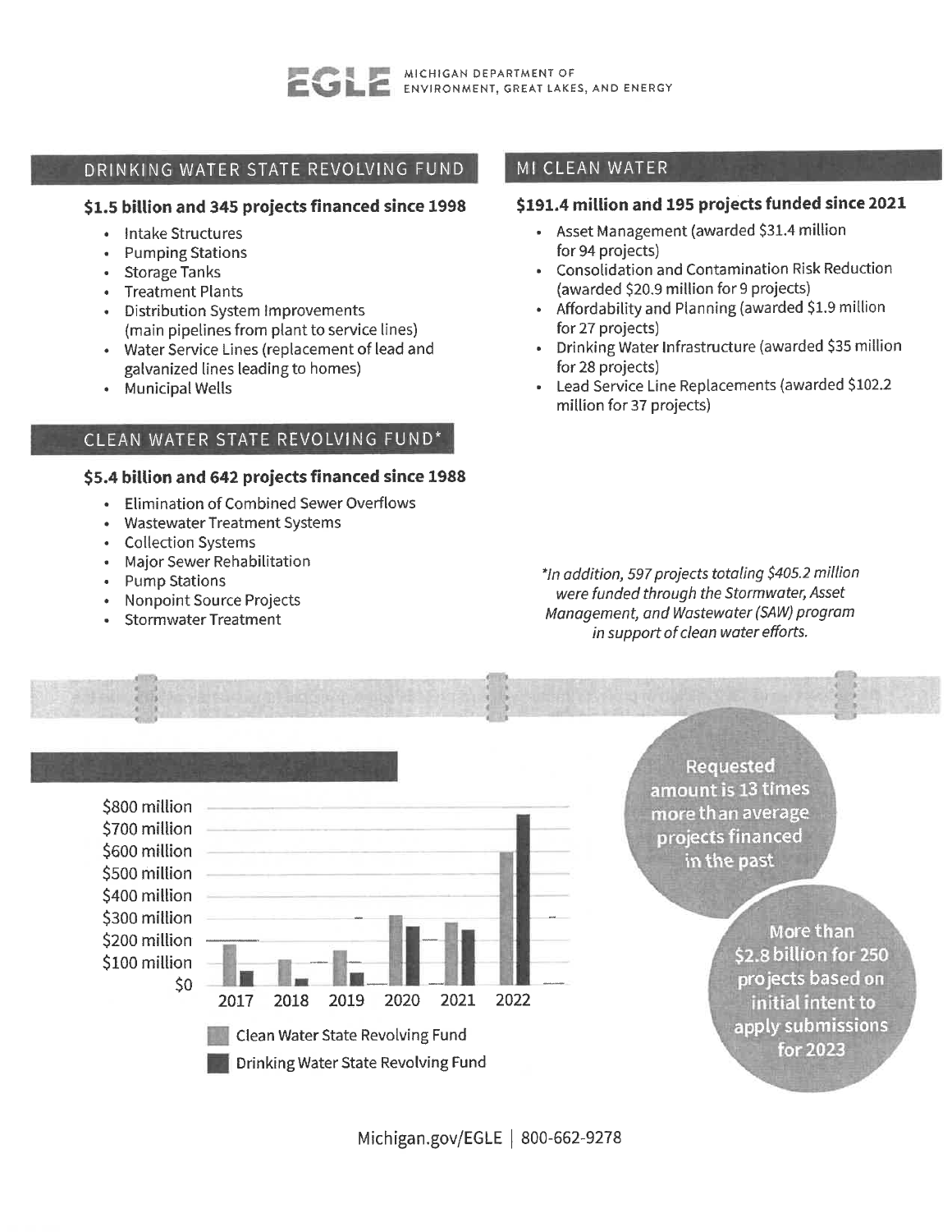EGLE MICHIGAN DEPARTMENT OF ENVIRONMENT, GREAT LAKES, AND ENERGY

## DRINKING WATER STATE REVOLVING FUND

**$1.5 billion and 345 projects financed since 1998**

- Intake Structures
- Pumping Stations
- Storage Tanks
- Treatment Plants
- Distribution System Improvements (main pipelines from plant to service lines)
- Water Service Lines (replacement of lead and galvanized lines leading to homes)
- Municipal Wells

## CLEAN WATER STATE REVOLVING FUND*

**$5.4 billion and 642 projects financed since 1988**

- Elimination of Combined Sewer Overflows
- Wastewater Treatment Systems
- Collection Systems
- Major Sewer Rehabilitation
- Pump Stations
- Nonpoint Source Projects
- Stormwater Treatment

## MI CLEAN WATER

**$191.4 million and 195 projects funded since 2021**

- Asset Management (awarded $31.4 million for 94 projects)
- Consolidation and Contamination Risk Reduction (awarded $20.9 million for 9 projects)
- Affordability and Planning (awarded $1.9 million for 27 projects)
- Drinking Water Infrastructure (awarded $35 million for 28 projects)
- Lead Service Line Replacements (awarded $102.2 million for 37 projects)

*\*In addition, 597 projects totaling $405.2 million were funded through the Stormwater, Asset Management, and Wastewater (SAW) program in support of clean water efforts.*

$800 million
$700 million
$600 million
$500 million
$400 million
$300 million
$200 million
$100 million
$0

2017 2018 2019 2020 2021 2022

Clean Water State Revolving Fund

Drinking Water State Revolving Fund

Requested amount is 13 times more than average projects financed in the past

More than $2.8 billion for 250 projects based on initial intent to apply submissions for 2023

Michigan.gov/EGLE | 800-662-9278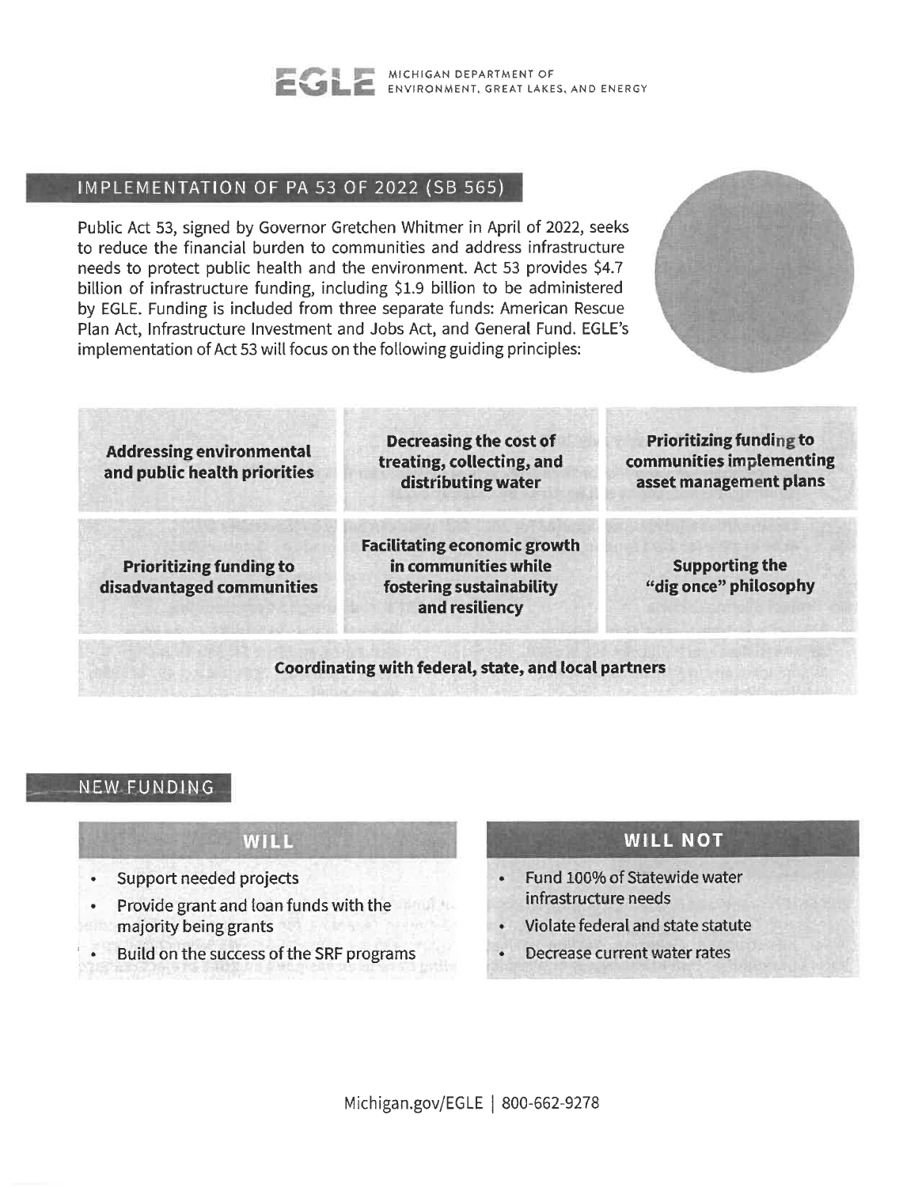EGLE — MICHIGAN DEPARTMENT OF ENVIRONMENT, GREAT LAKES, AND ENERGY

## IMPLEMENTATION OF PA 53 OF 2022 (SB 565)

Public Act 53, signed by Governor Gretchen Whitmer in April of 2022, seeks to reduce the financial burden to communities and address infrastructure needs to protect public health and the environment. Act 53 provides $4.7 billion of infrastructure funding, including $1.9 billion to be administered by EGLE. Funding is included from three separate funds: American Rescue Plan Act, Infrastructure Investment and Jobs Act, and General Fund. EGLE's implementation of Act 53 will focus on the following guiding principles:

- **Addressing environmental and public health priorities**
- **Decreasing the cost of treating, collecting, and distributing water**
- **Prioritizing funding to communities implementing asset management plans**
- **Prioritizing funding to disadvantaged communities**
- **Facilitating economic growth in communities while fostering sustainability and resiliency**
- **Supporting the "dig once" philosophy**
- **Coordinating with federal, state, and local partners**

## NEW FUNDING

### WILL

- Support needed projects
- Provide grant and loan funds with the majority being grants
- Build on the success of the SRF programs

### WILL NOT

- Fund 100% of Statewide water infrastructure needs
- Violate federal and state statute
- Decrease current water rates

Michigan.gov/EGLE | 800-662-9278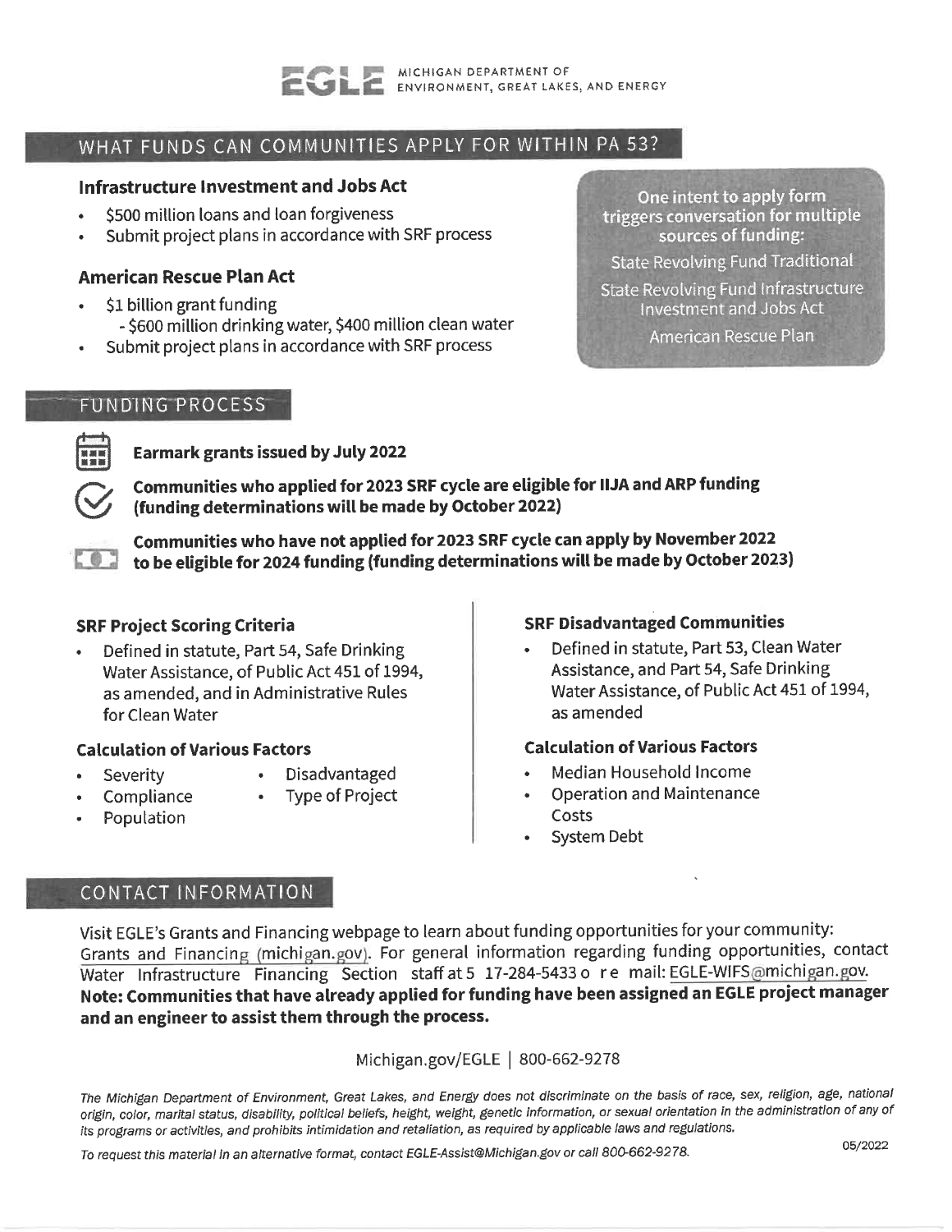EGLE MICHIGAN DEPARTMENT OF ENVIRONMENT, GREAT LAKES, AND ENERGY

## WHAT FUNDS CAN COMMUNITIES APPLY FOR WITHIN PA 53?

### Infrastructure Investment and Jobs Act

- $500 million loans and loan forgiveness
- Submit project plans in accordance with SRF process

### American Rescue Plan Act

- $1 billion grant funding
  - $600 million drinking water, $400 million clean water
- Submit project plans in accordance with SRF process

**One intent to apply form triggers conversation for multiple sources of funding:**

State Revolving Fund Traditional

State Revolving Fund Infrastructure Investment and Jobs Act

American Rescue Plan

## FUNDING PROCESS

**Earmark grants issued by July 2022**

**Communities who applied for 2023 SRF cycle are eligible for IIJA and ARP funding (funding determinations will be made by October 2022)**

**Communities who have not applied for 2023 SRF cycle can apply by November 2022 to be eligible for 2024 funding (funding determinations will be made by October 2023)**

### SRF Project Scoring Criteria

- Defined in statute, Part 54, Safe Drinking Water Assistance, of Public Act 451 of 1994, as amended, and in Administrative Rules for Clean Water

#### Calculation of Various Factors

- Severity
- Compliance
- Population
- Disadvantaged
- Type of Project

### SRF Disadvantaged Communities

- Defined in statute, Part 53, Clean Water Assistance, and Part 54, Safe Drinking Water Assistance, of Public Act 451 of 1994, as amended

#### Calculation of Various Factors

- Median Household Income
- Operation and Maintenance Costs
- System Debt

## CONTACT INFORMATION

Visit EGLE's Grants and Financing webpage to learn about funding opportunities for your community: Grants and Financing (michigan.gov). For general information regarding funding opportunities, contact Water Infrastructure Financing Section staff at 517-284-5433 or e mail: EGLE-WIFS@michigan.gov.
**Note: Communities that have already applied for funding have been assigned an EGLE project manager and an engineer to assist them through the process.**

Michigan.gov/EGLE | 800-662-9278

*The Michigan Department of Environment, Great Lakes, and Energy does not discriminate on the basis of race, sex, religion, age, national origin, color, marital status, disability, political beliefs, height, weight, genetic information, or sexual orientation in the administration of any of its programs or activities, and prohibits intimidation and retaliation, as required by applicable laws and regulations.*

*To request this material in an alternative format, contact EGLE-Assist@Michigan.gov or call 800-662-9278.*

05/2022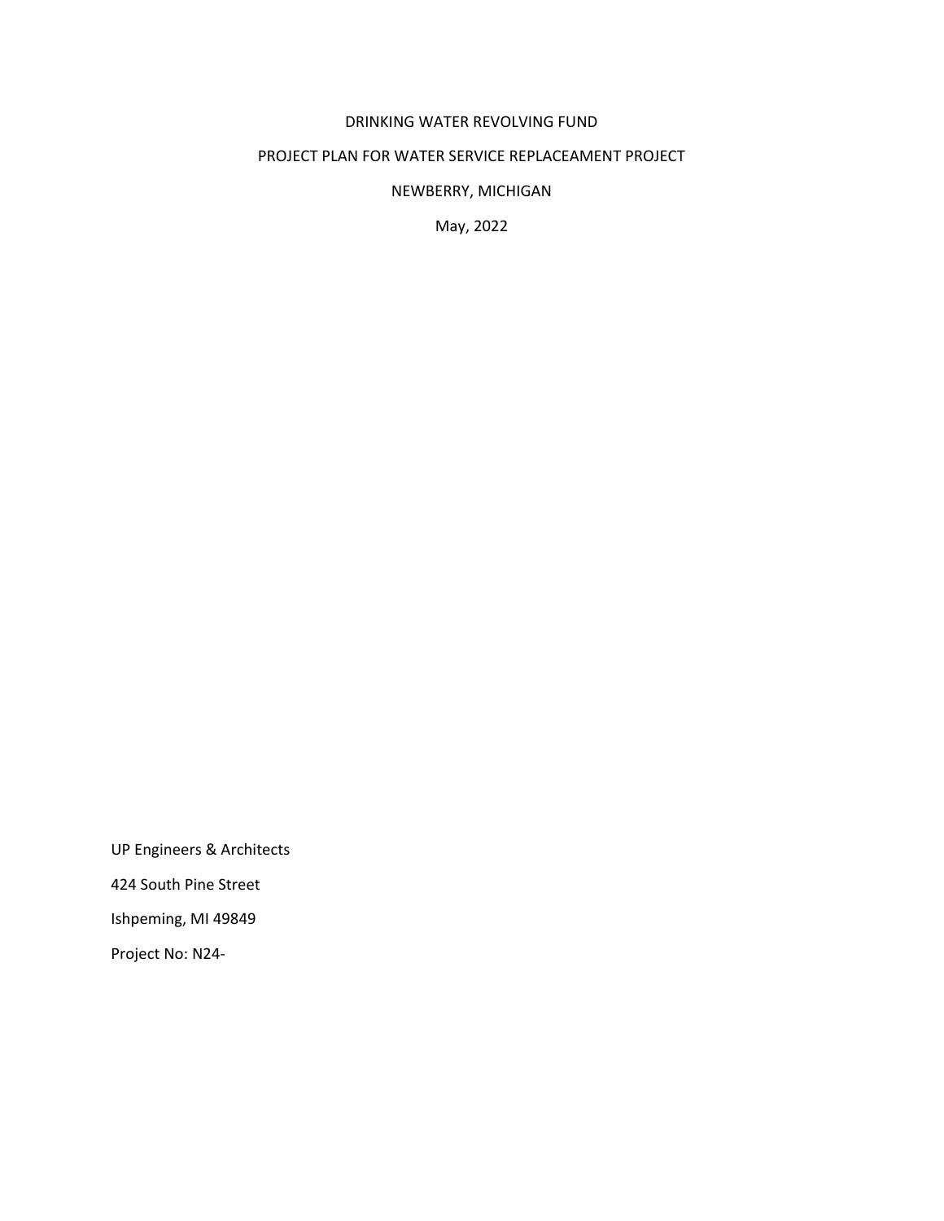DRINKING WATER REVOLVING FUND

PROJECT PLAN FOR WATER SERVICE REPLACEAMENT PROJECT

NEWBERRY, MICHIGAN

May, 2022

UP Engineers & Architects

424 South Pine Street

Ishpeming, MI 49849

Project No: N24-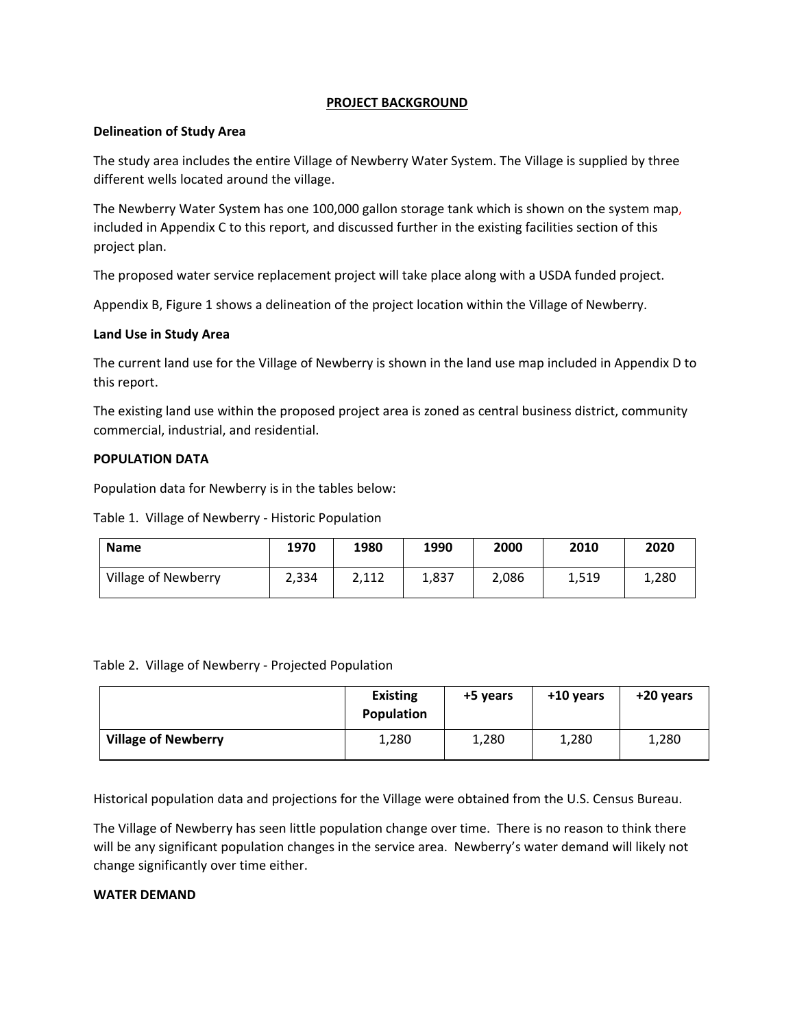## PROJECT BACKGROUND

**Delineation of Study Area**

The study area includes the entire Village of Newberry Water System. The Village is supplied by three different wells located around the village.

The Newberry Water System has one 100,000 gallon storage tank which is shown on the system map, included in Appendix C to this report, and discussed further in the existing facilities section of this project plan.

The proposed water service replacement project will take place along with a USDA funded project.

Appendix B, Figure 1 shows a delineation of the project location within the Village of Newberry.

**Land Use in Study Area**

The current land use for the Village of Newberry is shown in the land use map included in Appendix D to this report.

The existing land use within the proposed project area is zoned as central business district, community commercial, industrial, and residential.

**POPULATION DATA**

Population data for Newberry is in the tables below:

Table 1. Village of Newberry - Historic Population

| Name | 1970 | 1980 | 1990 | 2000 | 2010 | 2020 |
|---|---|---|---|---|---|---|
| Village of Newberry | 2,334 | 2,112 | 1,837 | 2,086 | 1,519 | 1,280 |

Table 2. Village of Newberry - Projected Population

| | Existing Population | +5 years | +10 years | +20 years |
|---|---|---|---|---|
| **Village of Newberry** | 1,280 | 1,280 | 1,280 | 1,280 |

Historical population data and projections for the Village were obtained from the U.S. Census Bureau.

The Village of Newberry has seen little population change over time. There is no reason to think there will be any significant population changes in the service area. Newberry's water demand will likely not change significantly over time either.

**WATER DEMAND**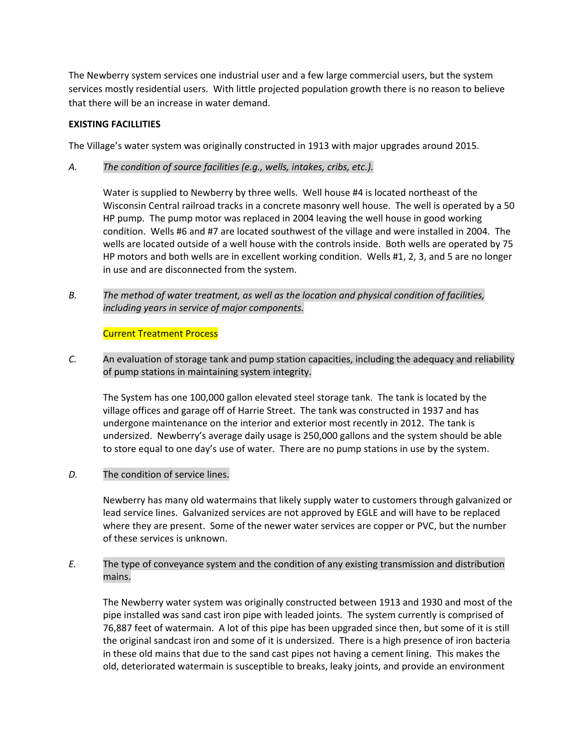The Newberry system services one industrial user and a few large commercial users, but the system services mostly residential users. With little projected population growth there is no reason to believe that there will be an increase in water demand.

**EXISTING FACILLITIES**

The Village's water system was originally constructed in 1913 with major upgrades around 2015.

*A.* *The condition of source facilities (e.g., wells, intakes, cribs, etc.).*

Water is supplied to Newberry by three wells. Well house #4 is located northeast of the Wisconsin Central railroad tracks in a concrete masonry well house. The well is operated by a 50 HP pump. The pump motor was replaced in 2004 leaving the well house in good working condition. Wells #6 and #7 are located southwest of the village and were installed in 2004. The wells are located outside of a well house with the controls inside. Both wells are operated by 75 HP motors and both wells are in excellent working condition. Wells #1, 2, 3, and 5 are no longer in use and are disconnected from the system.

*B.* *The method of water treatment, as well as the location and physical condition of facilities, including years in service of major components.*

Current Treatment Process

*C.* An evaluation of storage tank and pump station capacities, including the adequacy and reliability of pump stations in maintaining system integrity.

The System has one 100,000 gallon elevated steel storage tank. The tank is located by the village offices and garage off of Harrie Street. The tank was constructed in 1937 and has undergone maintenance on the interior and exterior most recently in 2012. The tank is undersized. Newberry's average daily usage is 250,000 gallons and the system should be able to store equal to one day's use of water. There are no pump stations in use by the system.

*D.* The condition of service lines.

Newberry has many old watermains that likely supply water to customers through galvanized or lead service lines. Galvanized services are not approved by EGLE and will have to be replaced where they are present. Some of the newer water services are copper or PVC, but the number of these services is unknown.

*E.* The type of conveyance system and the condition of any existing transmission and distribution mains.

The Newberry water system was originally constructed between 1913 and 1930 and most of the pipe installed was sand cast iron pipe with leaded joints. The system currently is comprised of 76,887 feet of watermain. A lot of this pipe has been upgraded since then, but some of it is still the original sandcast iron and some of it is undersized. There is a high presence of iron bacteria in these old mains that due to the sand cast pipes not having a cement lining. This makes the old, deteriorated watermain is susceptible to breaks, leaky joints, and provide an environment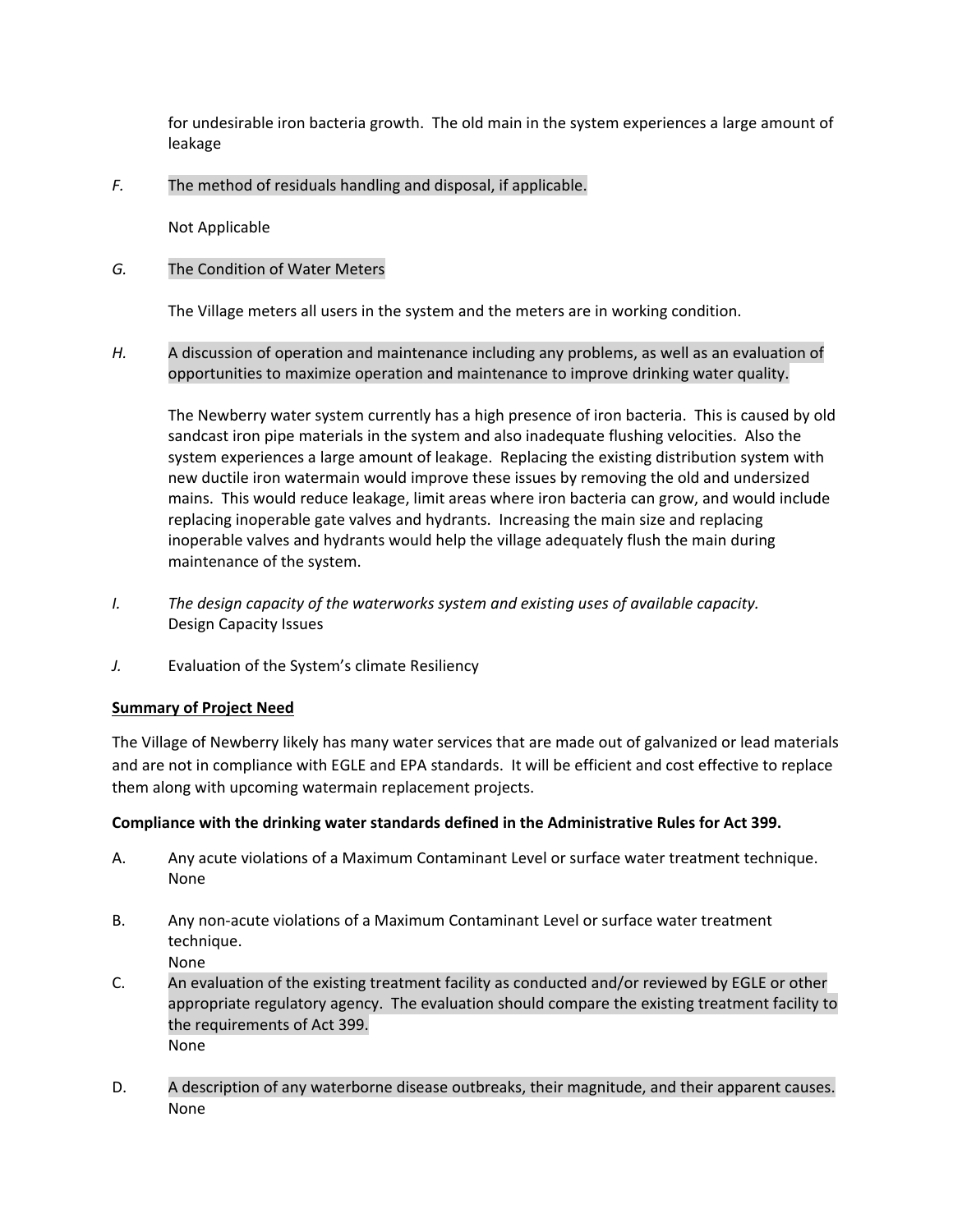for undesirable iron bacteria growth. The old main in the system experiences a large amount of leakage

*F.* The method of residuals handling and disposal, if applicable.

Not Applicable

*G.* The Condition of Water Meters

The Village meters all users in the system and the meters are in working condition.

*H.* A discussion of operation and maintenance including any problems, as well as an evaluation of opportunities to maximize operation and maintenance to improve drinking water quality.

The Newberry water system currently has a high presence of iron bacteria. This is caused by old sandcast iron pipe materials in the system and also inadequate flushing velocities. Also the system experiences a large amount of leakage. Replacing the existing distribution system with new ductile iron watermain would improve these issues by removing the old and undersized mains. This would reduce leakage, limit areas where iron bacteria can grow, and would include replacing inoperable gate valves and hydrants. Increasing the main size and replacing inoperable valves and hydrants would help the village adequately flush the main during maintenance of the system.

*I.* *The design capacity of the waterworks system and existing uses of available capacity.*
Design Capacity Issues

*J.* Evaluation of the System's climate Resiliency

**<u>Summary of Project Need</u>**

The Village of Newberry likely has many water services that are made out of galvanized or lead materials and are not in compliance with EGLE and EPA standards. It will be efficient and cost effective to replace them along with upcoming watermain replacement projects.

**Compliance with the drinking water standards defined in the Administrative Rules for Act 399.**

A. Any acute violations of a Maximum Contaminant Level or surface water treatment technique.
None

B. Any non-acute violations of a Maximum Contaminant Level or surface water treatment technique.
None

C. An evaluation of the existing treatment facility as conducted and/or reviewed by EGLE or other appropriate regulatory agency. The evaluation should compare the existing treatment facility to the requirements of Act 399.
None

D. A description of any waterborne disease outbreaks, their magnitude, and their apparent causes.
None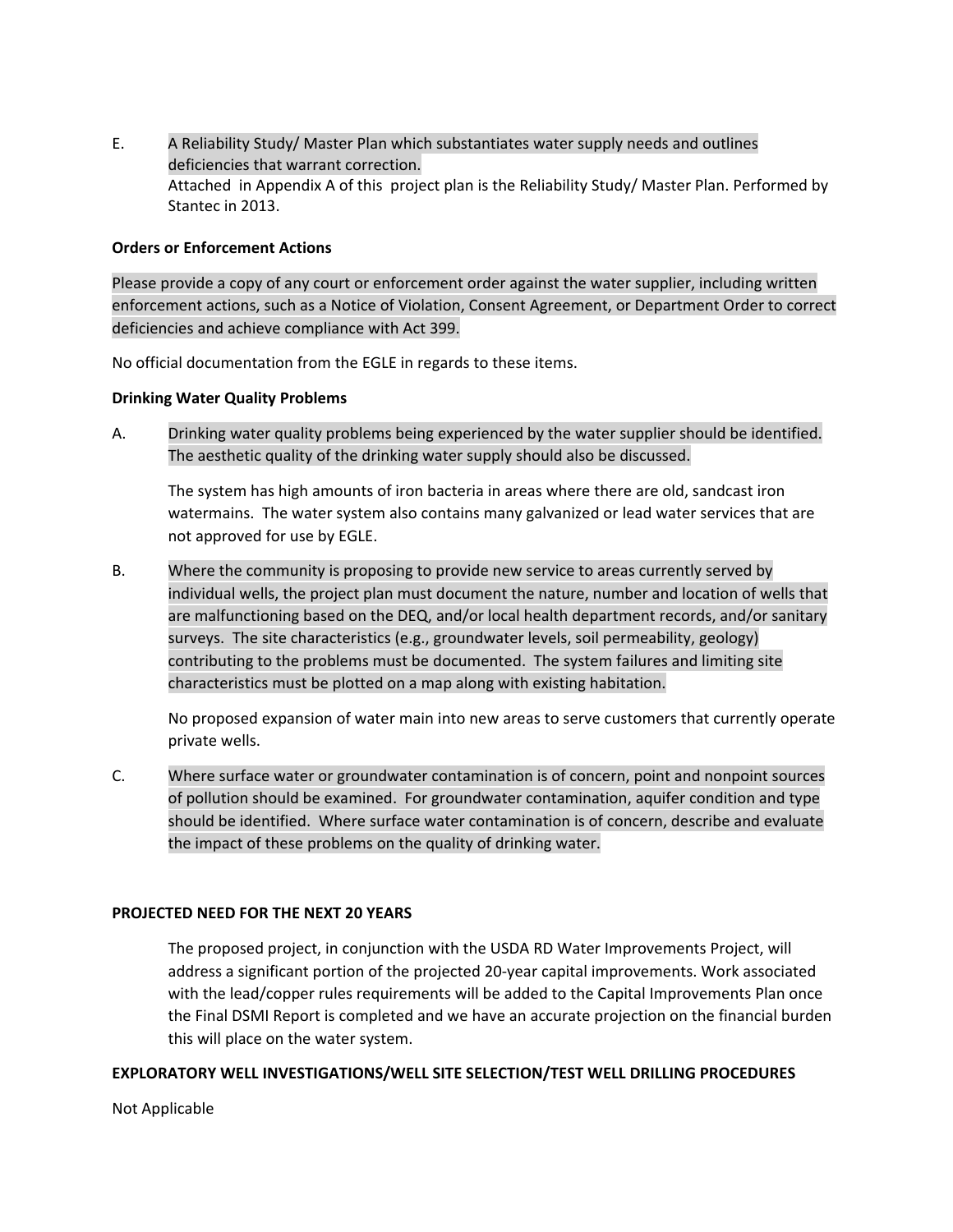E. A Reliability Study/ Master Plan which substantiates water supply needs and outlines deficiencies that warrant correction.
   Attached in Appendix A of this project plan is the Reliability Study/ Master Plan. Performed by Stantec in 2013.

**Orders or Enforcement Actions**

Please provide a copy of any court or enforcement order against the water supplier, including written enforcement actions, such as a Notice of Violation, Consent Agreement, or Department Order to correct deficiencies and achieve compliance with Act 399.

No official documentation from the EGLE in regards to these items.

**Drinking Water Quality Problems**

A. Drinking water quality problems being experienced by the water supplier should be identified. The aesthetic quality of the drinking water supply should also be discussed.

   The system has high amounts of iron bacteria in areas where there are old, sandcast iron watermains. The water system also contains many galvanized or lead water services that are not approved for use by EGLE.

B. Where the community is proposing to provide new service to areas currently served by individual wells, the project plan must document the nature, number and location of wells that are malfunctioning based on the DEQ, and/or local health department records, and/or sanitary surveys. The site characteristics (e.g., groundwater levels, soil permeability, geology) contributing to the problems must be documented. The system failures and limiting site characteristics must be plotted on a map along with existing habitation.

   No proposed expansion of water main into new areas to serve customers that currently operate private wells.

C. Where surface water or groundwater contamination is of concern, point and nonpoint sources of pollution should be examined. For groundwater contamination, aquifer condition and type should be identified. Where surface water contamination is of concern, describe and evaluate the impact of these problems on the quality of drinking water.

**PROJECTED NEED FOR THE NEXT 20 YEARS**

The proposed project, in conjunction with the USDA RD Water Improvements Project, will address a significant portion of the projected 20-year capital improvements. Work associated with the lead/copper rules requirements will be added to the Capital Improvements Plan once the Final DSMI Report is completed and we have an accurate projection on the financial burden this will place on the water system.

**EXPLORATORY WELL INVESTIGATIONS/WELL SITE SELECTION/TEST WELL DRILLING PROCEDURES**

Not Applicable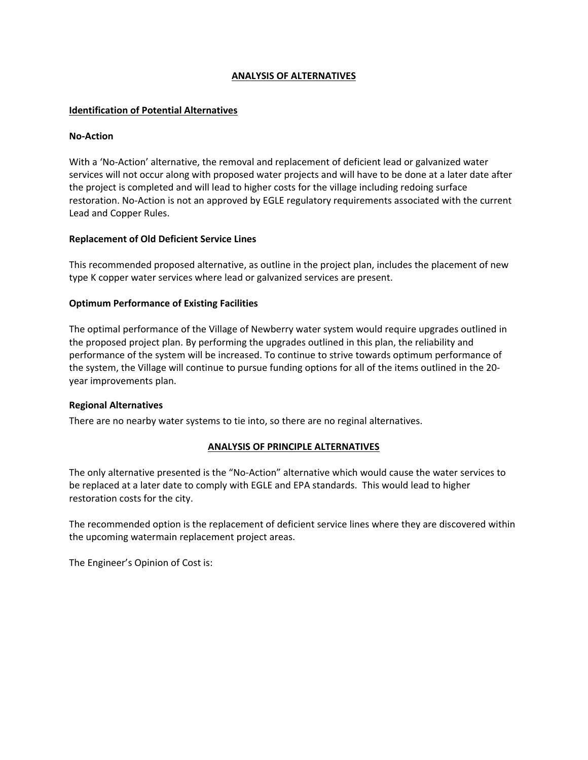## ANALYSIS OF ALTERNATIVES

### Identification of Potential Alternatives

**No-Action**

With a 'No-Action' alternative, the removal and replacement of deficient lead or galvanized water services will not occur along with proposed water projects and will have to be done at a later date after the project is completed and will lead to higher costs for the village including redoing surface restoration. No-Action is not an approved by EGLE regulatory requirements associated with the current Lead and Copper Rules.

**Replacement of Old Deficient Service Lines**

This recommended proposed alternative, as outline in the project plan, includes the placement of new type K copper water services where lead or galvanized services are present.

**Optimum Performance of Existing Facilities**

The optimal performance of the Village of Newberry water system would require upgrades outlined in the proposed project plan. By performing the upgrades outlined in this plan, the reliability and performance of the system will be increased. To continue to strive towards optimum performance of the system, the Village will continue to pursue funding options for all of the items outlined in the 20-year improvements plan.

**Regional Alternatives**

There are no nearby water systems to tie into, so there are no reginal alternatives.

## ANALYSIS OF PRINCIPLE ALTERNATIVES

The only alternative presented is the "No-Action" alternative which would cause the water services to be replaced at a later date to comply with EGLE and EPA standards. This would lead to higher restoration costs for the city.

The recommended option is the replacement of deficient service lines where they are discovered within the upcoming watermain replacement project areas.

The Engineer's Opinion of Cost is: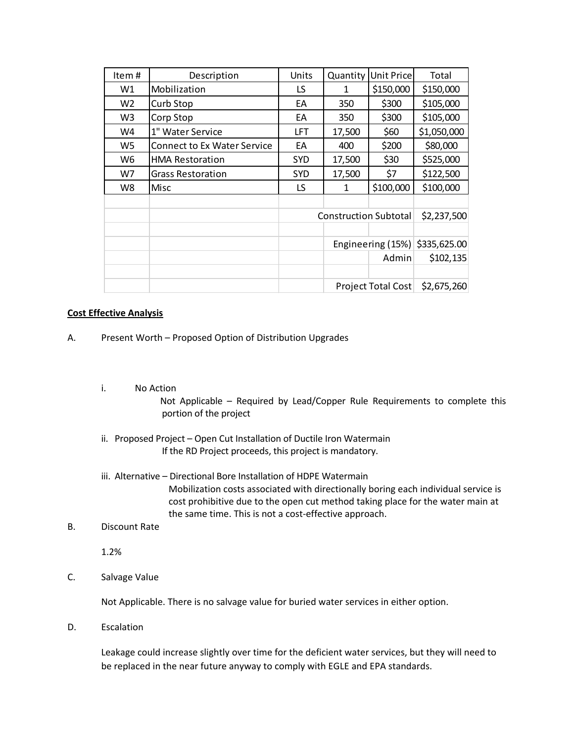| Item # | Description | Units | Quantity | Unit Price | Total |
|---|---|---|---|---|---|
| W1 | Mobilization | LS | 1 | $150,000 | $150,000 |
| W2 | Curb Stop | EA | 350 | $300 | $105,000 |
| W3 | Corp Stop | EA | 350 | $300 | $105,000 |
| W4 | 1" Water Service | LFT | 17,500 | $60 | $1,050,000 |
| W5 | Connect to Ex Water Service | EA | 400 | $200 | $80,000 |
| W6 | HMA Restoration | SYD | 17,500 | $30 | $525,000 |
| W7 | Grass Restoration | SYD | 17,500 | $7 | $122,500 |
| W8 | Misc | LS | 1 | $100,000 | $100,000 |
| | | | | | |
| | | | Construction Subtotal | | $2,237,500 |
| | | | | | |
| | | | Engineering (15%) | | $335,625.00 |
| | | | | Admin | $102,135 |
| | | | | | |
| | | | Project Total Cost | | $2,675,260 |

**Cost Effective Analysis**

A. Present Worth – Proposed Option of Distribution Upgrades

i. No Action

Not Applicable – Required by Lead/Copper Rule Requirements to complete this portion of the project

ii. Proposed Project – Open Cut Installation of Ductile Iron Watermain

If the RD Project proceeds, this project is mandatory.

iii. Alternative – Directional Bore Installation of HDPE Watermain

Mobilization costs associated with directionally boring each individual service is cost prohibitive due to the open cut method taking place for the water main at the same time. This is not a cost-effective approach.

B. Discount Rate

1.2%

C. Salvage Value

Not Applicable. There is no salvage value for buried water services in either option.

D. Escalation

Leakage could increase slightly over time for the deficient water services, but they will need to be replaced in the near future anyway to comply with EGLE and EPA standards.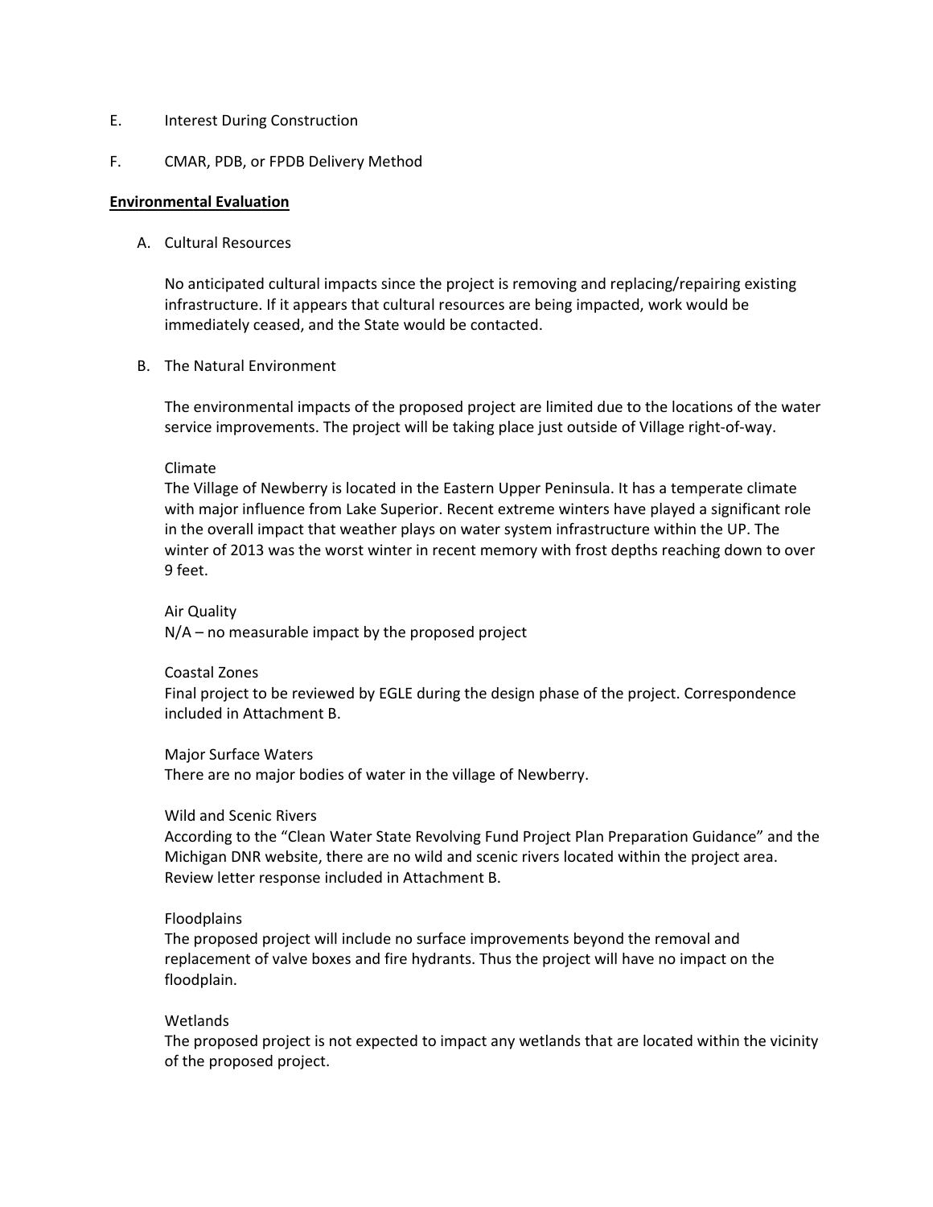E. Interest During Construction

F. CMAR, PDB, or FPDB Delivery Method

**Environmental Evaluation**

A. Cultural Resources

No anticipated cultural impacts since the project is removing and replacing/repairing existing infrastructure. If it appears that cultural resources are being impacted, work would be immediately ceased, and the State would be contacted.

B. The Natural Environment

The environmental impacts of the proposed project are limited due to the locations of the water service improvements. The project will be taking place just outside of Village right-of-way.

Climate
The Village of Newberry is located in the Eastern Upper Peninsula. It has a temperate climate with major influence from Lake Superior. Recent extreme winters have played a significant role in the overall impact that weather plays on water system infrastructure within the UP. The winter of 2013 was the worst winter in recent memory with frost depths reaching down to over 9 feet.

Air Quality
N/A – no measurable impact by the proposed project

Coastal Zones
Final project to be reviewed by EGLE during the design phase of the project. Correspondence included in Attachment B.

Major Surface Waters
There are no major bodies of water in the village of Newberry.

Wild and Scenic Rivers
According to the "Clean Water State Revolving Fund Project Plan Preparation Guidance" and the Michigan DNR website, there are no wild and scenic rivers located within the project area. Review letter response included in Attachment B.

Floodplains
The proposed project will include no surface improvements beyond the removal and replacement of valve boxes and fire hydrants. Thus the project will have no impact on the floodplain.

Wetlands
The proposed project is not expected to impact any wetlands that are located within the vicinity of the proposed project.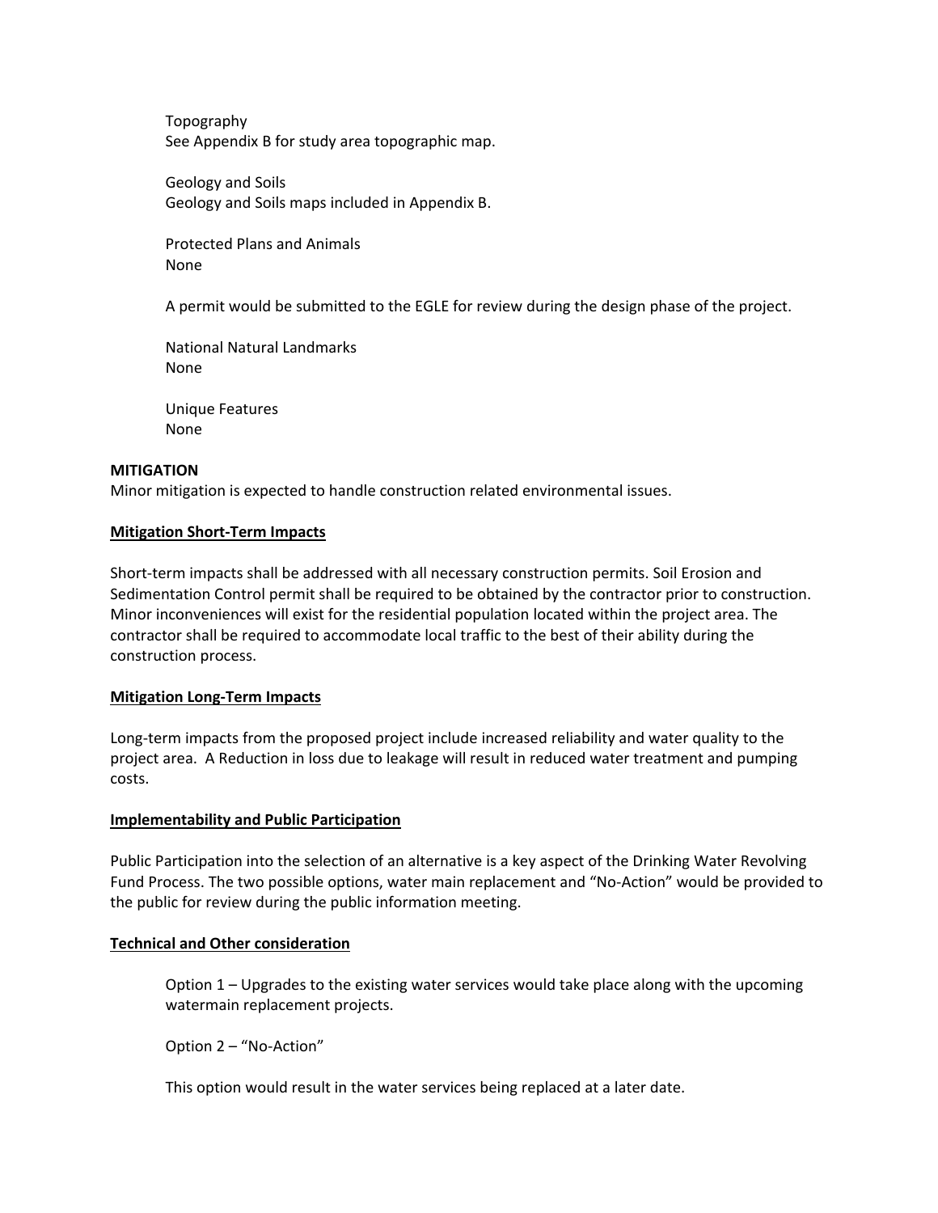Topography
See Appendix B for study area topographic map.

Geology and Soils
Geology and Soils maps included in Appendix B.

Protected Plans and Animals
None

A permit would be submitted to the EGLE for review during the design phase of the project.

National Natural Landmarks
None

Unique Features
None

**MITIGATION**

Minor mitigation is expected to handle construction related environmental issues.

**<u>Mitigation Short-Term Impacts</u>**

Short-term impacts shall be addressed with all necessary construction permits. Soil Erosion and Sedimentation Control permit shall be required to be obtained by the contractor prior to construction. Minor inconveniences will exist for the residential population located within the project area. The contractor shall be required to accommodate local traffic to the best of their ability during the construction process.

**<u>Mitigation Long-Term Impacts</u>**

Long-term impacts from the proposed project include increased reliability and water quality to the project area. A Reduction in loss due to leakage will result in reduced water treatment and pumping costs.

**<u>Implementability and Public Participation</u>**

Public Participation into the selection of an alternative is a key aspect of the Drinking Water Revolving Fund Process. The two possible options, water main replacement and "No-Action" would be provided to the public for review during the public information meeting.

**<u>Technical and Other consideration</u>**

Option 1 – Upgrades to the existing water services would take place along with the upcoming watermain replacement projects.

Option 2 – "No-Action"

This option would result in the water services being replaced at a later date.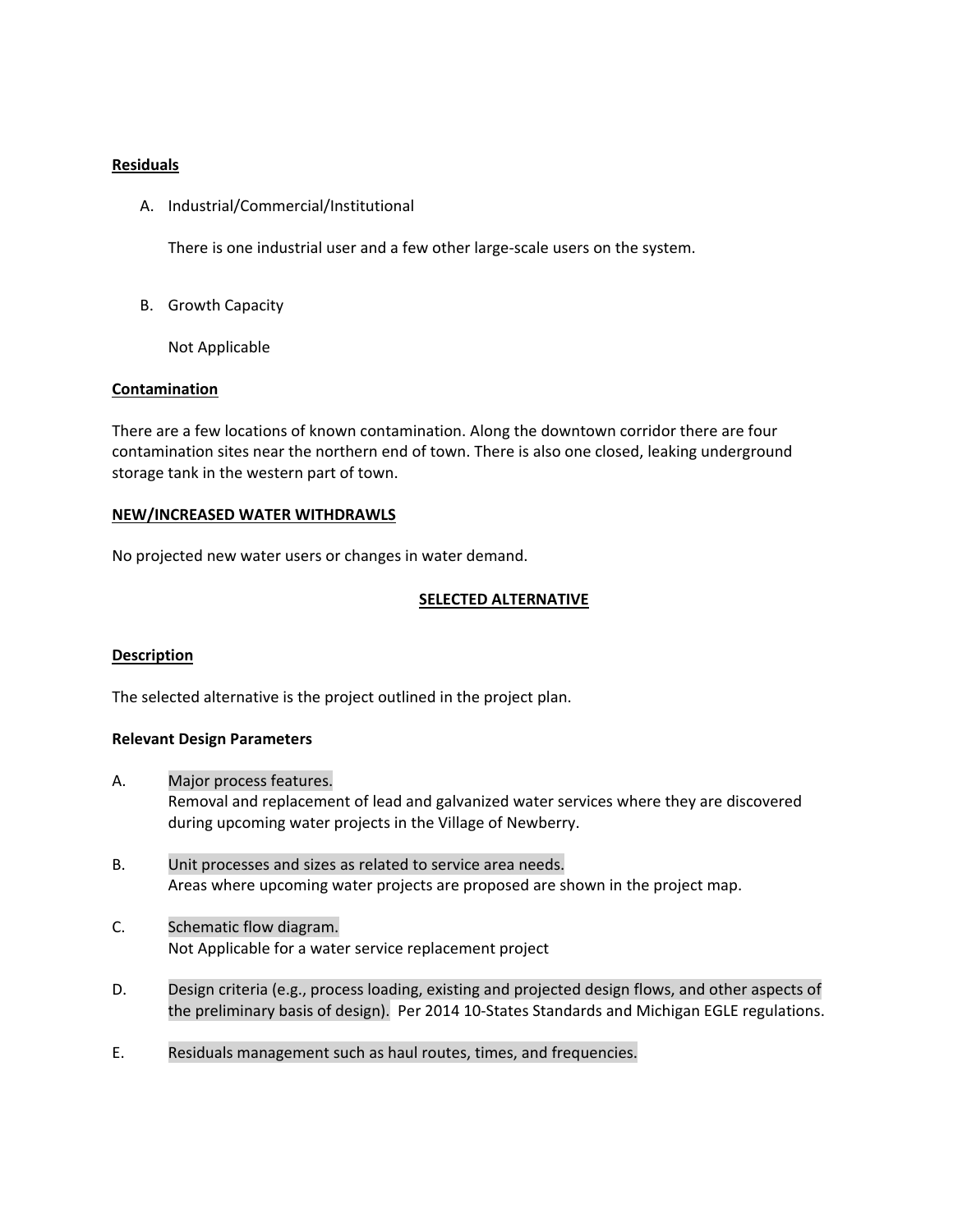**Residuals**

A. Industrial/Commercial/Institutional

   There is one industrial user and a few other large-scale users on the system.

B. Growth Capacity

   Not Applicable

**Contamination**

There are a few locations of known contamination. Along the downtown corridor there are four contamination sites near the northern end of town. There is also one closed, leaking underground storage tank in the western part of town.

**NEW/INCREASED WATER WITHDRAWLS**

No projected new water users or changes in water demand.

**SELECTED ALTERNATIVE**

**Description**

The selected alternative is the project outlined in the project plan.

**Relevant Design Parameters**

A. Major process features.
   Removal and replacement of lead and galvanized water services where they are discovered during upcoming water projects in the Village of Newberry.

B. Unit processes and sizes as related to service area needs.
   Areas where upcoming water projects are proposed are shown in the project map.

C. Schematic flow diagram.
   Not Applicable for a water service replacement project

D. Design criteria (e.g., process loading, existing and projected design flows, and other aspects of the preliminary basis of design). Per 2014 10-States Standards and Michigan EGLE regulations.

E. Residuals management such as haul routes, times, and frequencies.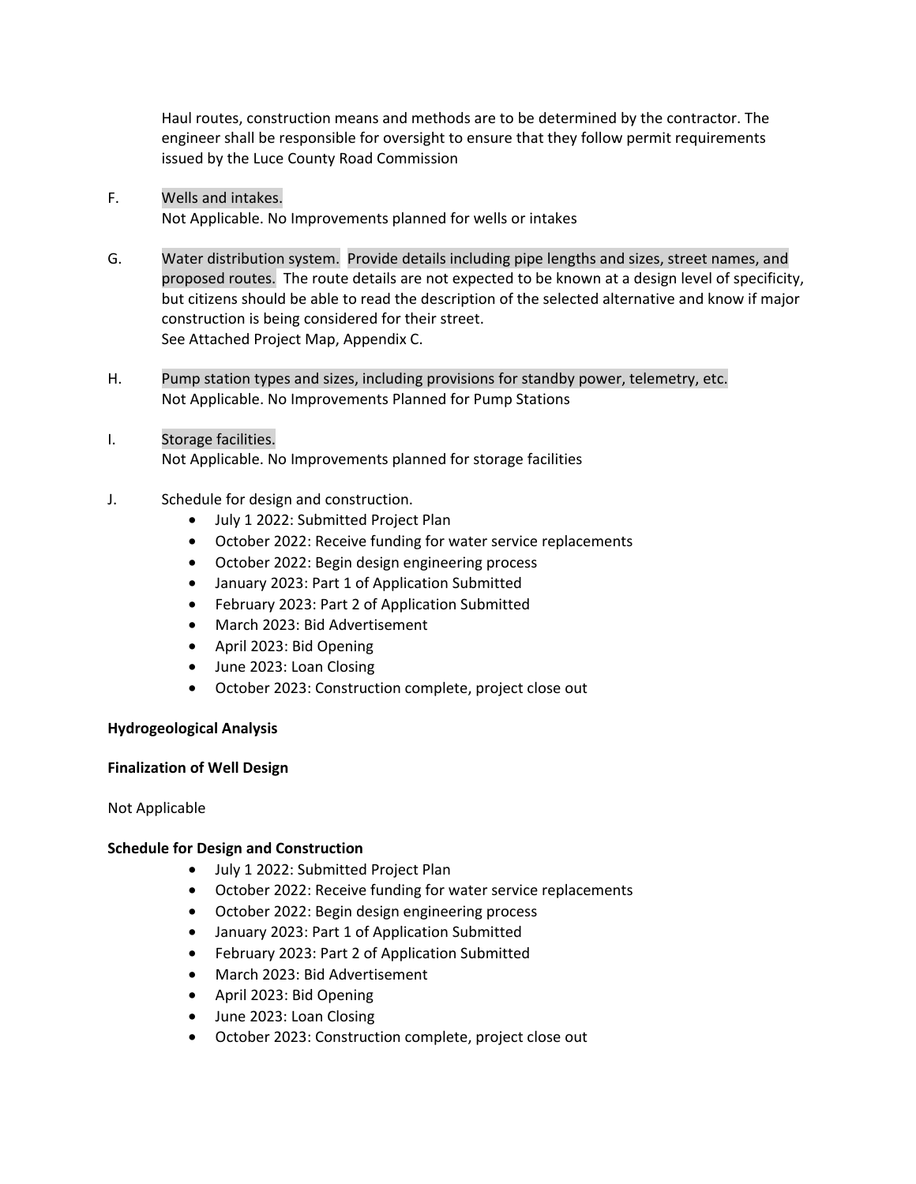Haul routes, construction means and methods are to be determined by the contractor. The engineer shall be responsible for oversight to ensure that they follow permit requirements issued by the Luce County Road Commission

F. Wells and intakes.
Not Applicable. No Improvements planned for wells or intakes

G. Water distribution system. Provide details including pipe lengths and sizes, street names, and proposed routes. The route details are not expected to be known at a design level of specificity, but citizens should be able to read the description of the selected alternative and know if major construction is being considered for their street.
See Attached Project Map, Appendix C.

H. Pump station types and sizes, including provisions for standby power, telemetry, etc.
Not Applicable. No Improvements Planned for Pump Stations

I. Storage facilities.
Not Applicable. No Improvements planned for storage facilities

J. Schedule for design and construction.
- July 1 2022: Submitted Project Plan
- October 2022: Receive funding for water service replacements
- October 2022: Begin design engineering process
- January 2023: Part 1 of Application Submitted
- February 2023: Part 2 of Application Submitted
- March 2023: Bid Advertisement
- April 2023: Bid Opening
- June 2023: Loan Closing
- October 2023: Construction complete, project close out

**Hydrogeological Analysis**

**Finalization of Well Design**

Not Applicable

**Schedule for Design and Construction**

- July 1 2022: Submitted Project Plan
- October 2022: Receive funding for water service replacements
- October 2022: Begin design engineering process
- January 2023: Part 1 of Application Submitted
- February 2023: Part 2 of Application Submitted
- March 2023: Bid Advertisement
- April 2023: Bid Opening
- June 2023: Loan Closing
- October 2023: Construction complete, project close out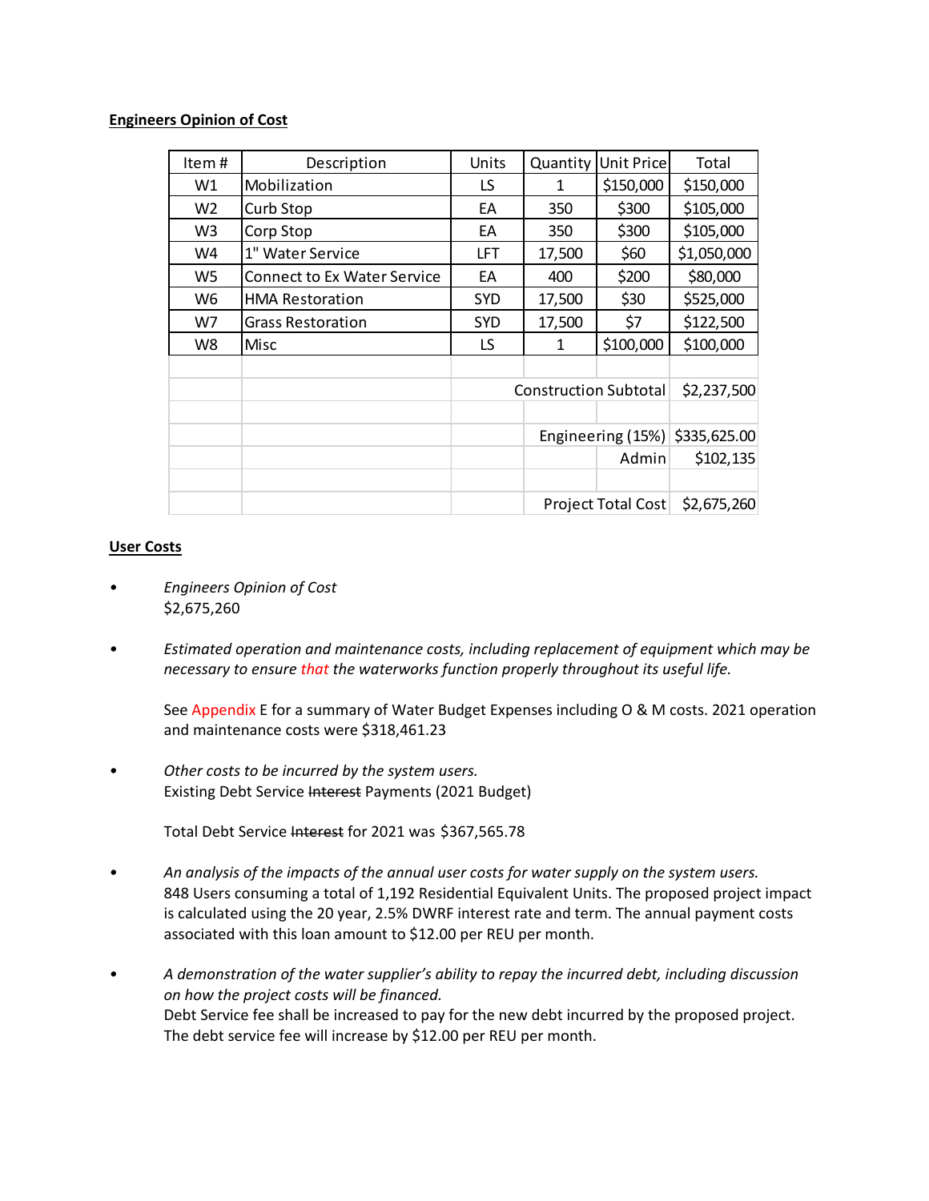**Engineers Opinion of Cost**

| Item # | Description | Units | Quantity | Unit Price | Total |
|---|---|---|---|---|---|
| W1 | Mobilization | LS | 1 | $150,000 | $150,000 |
| W2 | Curb Stop | EA | 350 | $300 | $105,000 |
| W3 | Corp Stop | EA | 350 | $300 | $105,000 |
| W4 | 1" Water Service | LFT | 17,500 | $60 | $1,050,000 |
| W5 | Connect to Ex Water Service | EA | 400 | $200 | $80,000 |
| W6 | HMA Restoration | SYD | 17,500 | $30 | $525,000 |
| W7 | Grass Restoration | SYD | 17,500 | $7 | $122,500 |
| W8 | Misc | LS | 1 | $100,000 | $100,000 |
| | | | | | |
| | | | | Construction Subtotal | $2,237,500 |
| | | | | | |
| | | | | Engineering (15%) | $335,625.00 |
| | | | | Admin | $102,135 |
| | | | | | |
| | | | | Project Total Cost | $2,675,260 |

**User Costs**

- *Engineers Opinion of Cost*
  $2,675,260

- *Estimated operation and maintenance costs, including replacement of equipment which may be necessary to ensure that the waterworks function properly throughout its useful life.*

  See Appendix E for a summary of Water Budget Expenses including O & M costs. 2021 operation and maintenance costs were $318,461.23

- *Other costs to be incurred by the system users.*
  Existing Debt Service ~~Interest~~ Payments (2021 Budget)

  Total Debt Service ~~Interest~~ for 2021 was $367,565.78

- *An analysis of the impacts of the annual user costs for water supply on the system users.*
  848 Users consuming a total of 1,192 Residential Equivalent Units. The proposed project impact is calculated using the 20 year, 2.5% DWRF interest rate and term. The annual payment costs associated with this loan amount to $12.00 per REU per month.

- *A demonstration of the water supplier's ability to repay the incurred debt, including discussion on how the project costs will be financed.*
  Debt Service fee shall be increased to pay for the new debt incurred by the proposed project. The debt service fee will increase by $12.00 per REU per month.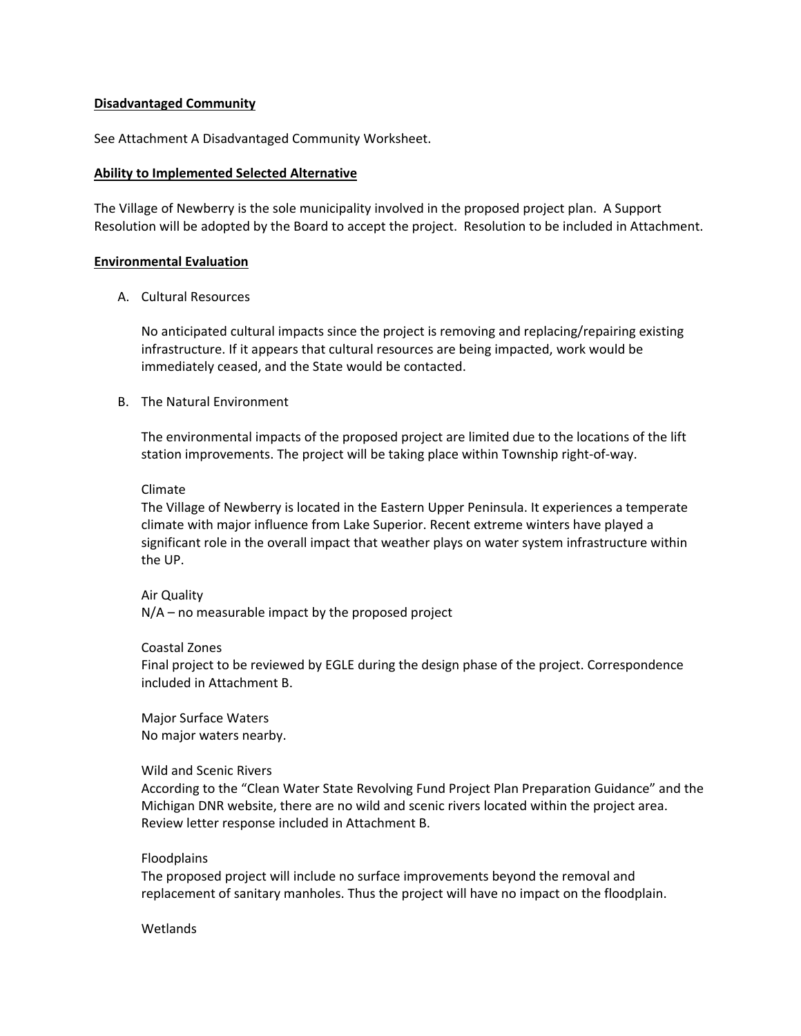**Disadvantaged Community**

See Attachment A Disadvantaged Community Worksheet.

**Ability to Implemented Selected Alternative**

The Village of Newberry is the sole municipality involved in the proposed project plan. A Support Resolution will be adopted by the Board to accept the project. Resolution to be included in Attachment.

**Environmental Evaluation**

A. Cultural Resources

   No anticipated cultural impacts since the project is removing and replacing/repairing existing infrastructure. If it appears that cultural resources are being impacted, work would be immediately ceased, and the State would be contacted.

B. The Natural Environment

   The environmental impacts of the proposed project are limited due to the locations of the lift station improvements. The project will be taking place within Township right-of-way.

   Climate
   The Village of Newberry is located in the Eastern Upper Peninsula. It experiences a temperate climate with major influence from Lake Superior. Recent extreme winters have played a significant role in the overall impact that weather plays on water system infrastructure within the UP.

   Air Quality
   N/A – no measurable impact by the proposed project

   Coastal Zones
   Final project to be reviewed by EGLE during the design phase of the project. Correspondence included in Attachment B.

   Major Surface Waters
   No major waters nearby.

   Wild and Scenic Rivers
   According to the "Clean Water State Revolving Fund Project Plan Preparation Guidance" and the Michigan DNR website, there are no wild and scenic rivers located within the project area. Review letter response included in Attachment B.

   Floodplains
   The proposed project will include no surface improvements beyond the removal and replacement of sanitary manholes. Thus the project will have no impact on the floodplain.

   Wetlands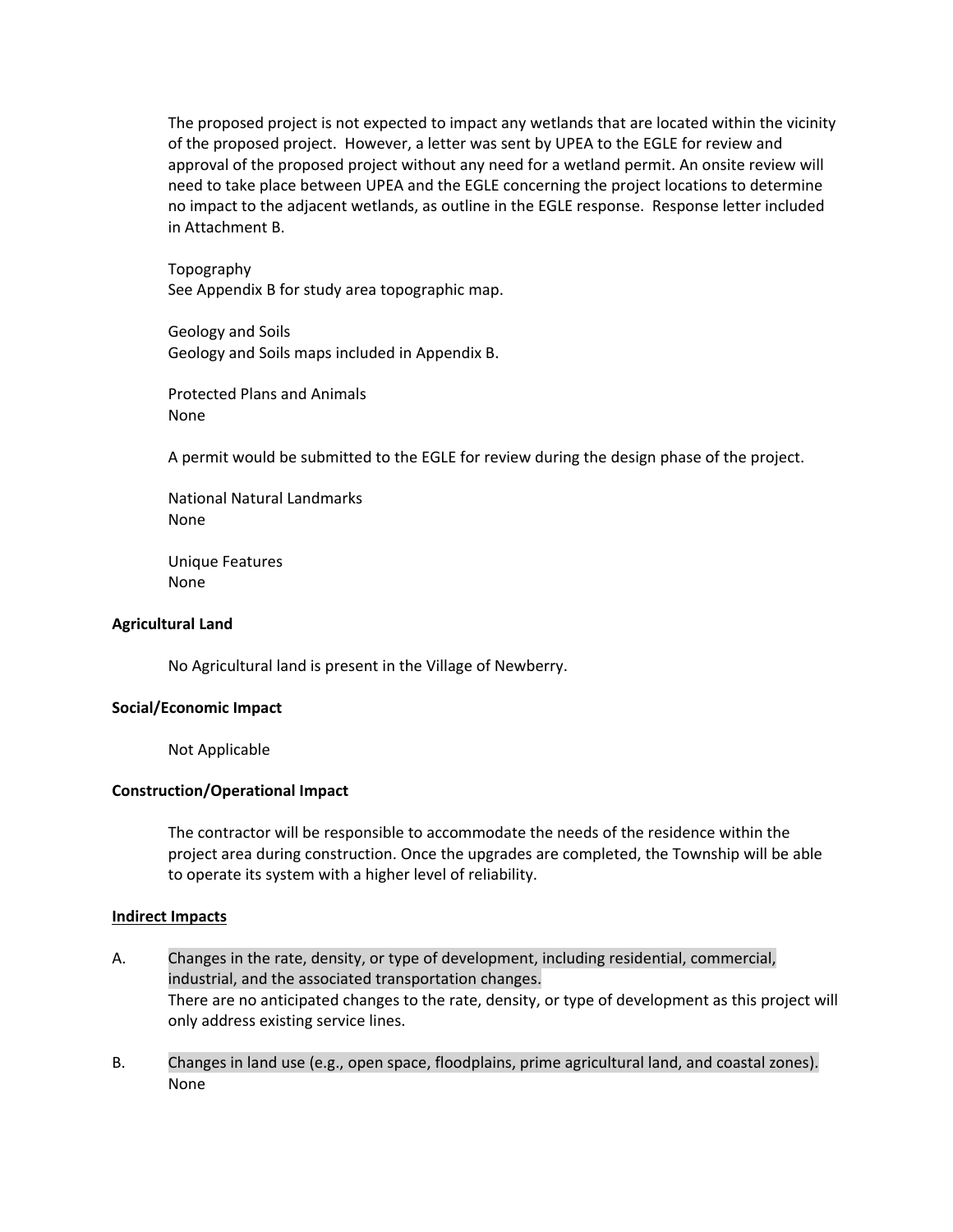The proposed project is not expected to impact any wetlands that are located within the vicinity of the proposed project. However, a letter was sent by UPEA to the EGLE for review and approval of the proposed project without any need for a wetland permit. An onsite review will need to take place between UPEA and the EGLE concerning the project locations to determine no impact to the adjacent wetlands, as outline in the EGLE response. Response letter included in Attachment B.

Topography
See Appendix B for study area topographic map.

Geology and Soils
Geology and Soils maps included in Appendix B.

Protected Plans and Animals
None

A permit would be submitted to the EGLE for review during the design phase of the project.

National Natural Landmarks
None

Unique Features
None

**Agricultural Land**

No Agricultural land is present in the Village of Newberry.

**Social/Economic Impact**

Not Applicable

**Construction/Operational Impact**

The contractor will be responsible to accommodate the needs of the residence within the project area during construction. Once the upgrades are completed, the Township will be able to operate its system with a higher level of reliability.

**<u>Indirect Impacts</u>**

A. Changes in the rate, density, or type of development, including residential, commercial, industrial, and the associated transportation changes.
There are no anticipated changes to the rate, density, or type of development as this project will only address existing service lines.

B. Changes in land use (e.g., open space, floodplains, prime agricultural land, and coastal zones).
None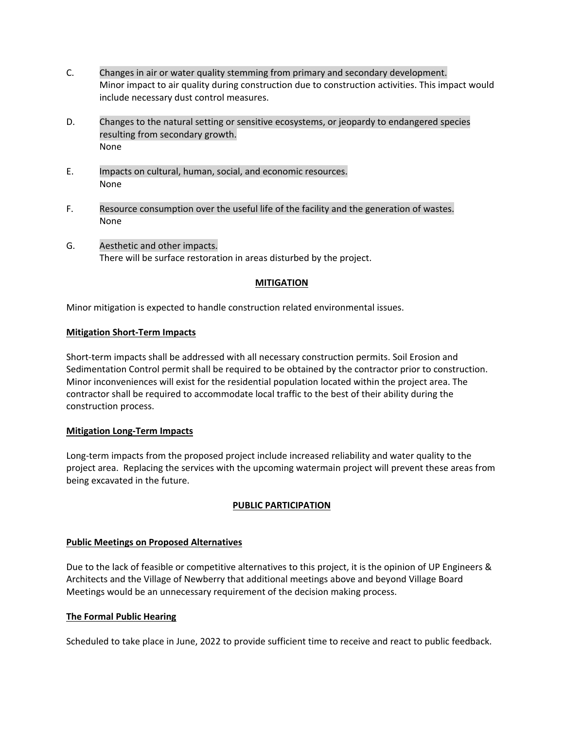C. Changes in air or water quality stemming from primary and secondary development.
   Minor impact to air quality during construction due to construction activities. This impact would include necessary dust control measures.

D. Changes to the natural setting or sensitive ecosystems, or jeopardy to endangered species resulting from secondary growth.
   None

E. Impacts on cultural, human, social, and economic resources.
   None

F. Resource consumption over the useful life of the facility and the generation of wastes.
   None

G. Aesthetic and other impacts.
   There will be surface restoration in areas disturbed by the project.

## MITIGATION

Minor mitigation is expected to handle construction related environmental issues.

### Mitigation Short-Term Impacts

Short-term impacts shall be addressed with all necessary construction permits. Soil Erosion and Sedimentation Control permit shall be required to be obtained by the contractor prior to construction. Minor inconveniences will exist for the residential population located within the project area. The contractor shall be required to accommodate local traffic to the best of their ability during the construction process.

### Mitigation Long-Term Impacts

Long-term impacts from the proposed project include increased reliability and water quality to the project area. Replacing the services with the upcoming watermain project will prevent these areas from being excavated in the future.

## PUBLIC PARTICIPATION

### Public Meetings on Proposed Alternatives

Due to the lack of feasible or competitive alternatives to this project, it is the opinion of UP Engineers & Architects and the Village of Newberry that additional meetings above and beyond Village Board Meetings would be an unnecessary requirement of the decision making process.

### The Formal Public Hearing

Scheduled to take place in June, 2022 to provide sufficient time to receive and react to public feedback.